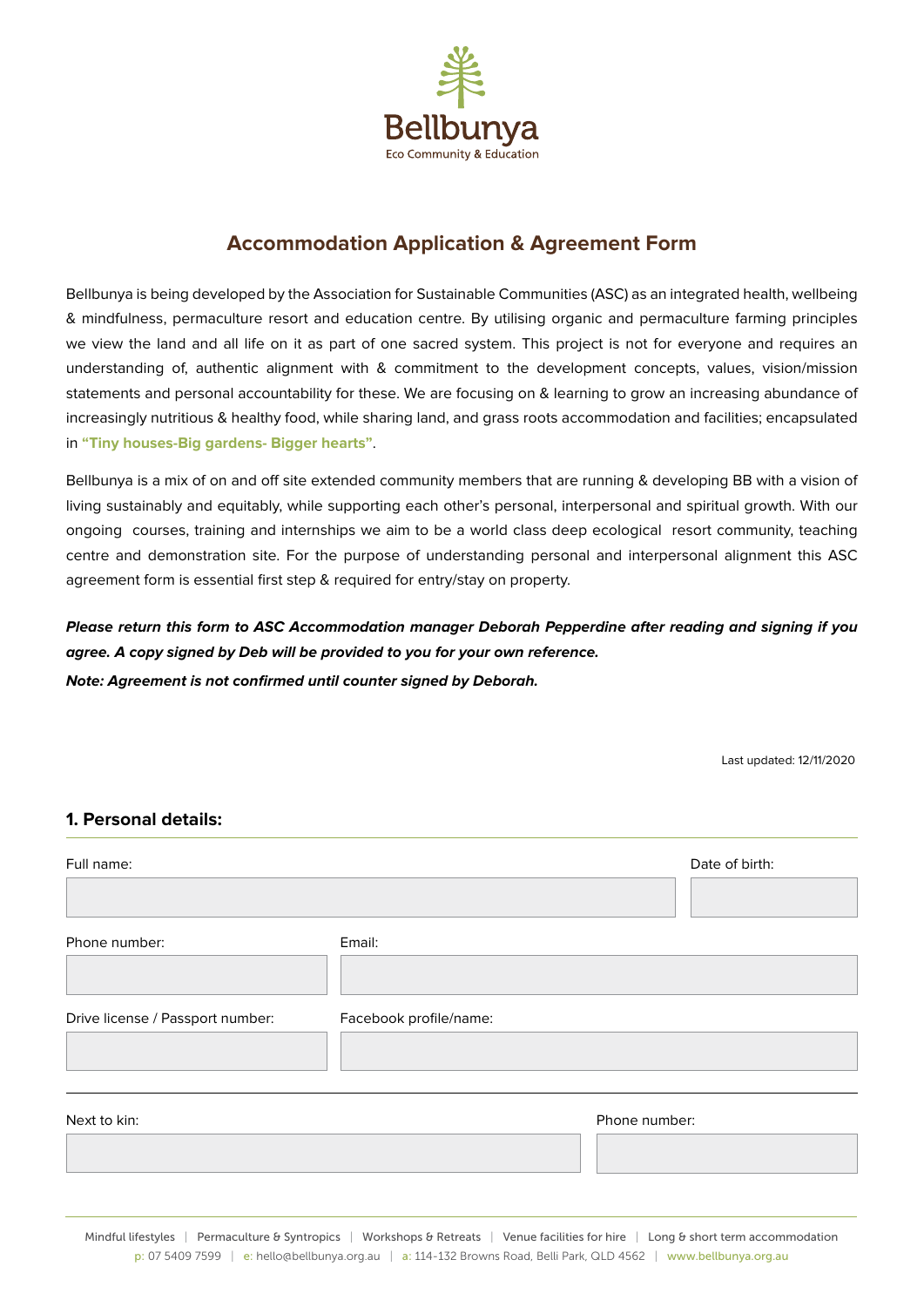Bellbunya

Eco Community & Education

# Accommodation Application & Agreement Form

Bellbunya is being developed by the Association for Sustainable Communities (ASC) as an integrated health, wellbeing & mindfulness, permaculture resort and education centre. By utilising organic and permaculture farming principles we view the land and all life on it as part of one sacred system. This project is not for everyone and requires an understanding of, authentic alignment with & commitment to the development concepts, values, vision/mission statements and personal accountability for these. We are focusing on & learning to grow an increasing abundance of increasingly nutritious & healthy food, while sharing land, and grass roots accommodation and facilities; encapsulated in **"Tiny houses-Big gardens- Bigger hearts"**.

Bellbunya is a mix of on and off site extended community members that are running & developing BB with a vision of living sustainably and equitably, while supporting each other's personal, interpersonal and spiritual growth. With our ongoing courses, training and internships we aim to be a world class deep ecological resort community, teaching centre and demonstration site. For the purpose of understanding personal and interpersonal alignment this ASC agreement form is essential first step & required for entry/stay on property.

***Please return this form to ASC Accommodation manager Deborah Pepperdine after reading and signing if you agree. A copy signed by Deb will be provided to you for your own reference.***
***Note: Agreement is not confirmed until counter signed by Deborah.***

Last updated: 12/11/2020

## 1. Personal details:

Full name:

Date of birth:

Phone number:

Email:

Drive license / Passport number:

Facebook profile/name:

Next to kin:

Phone number: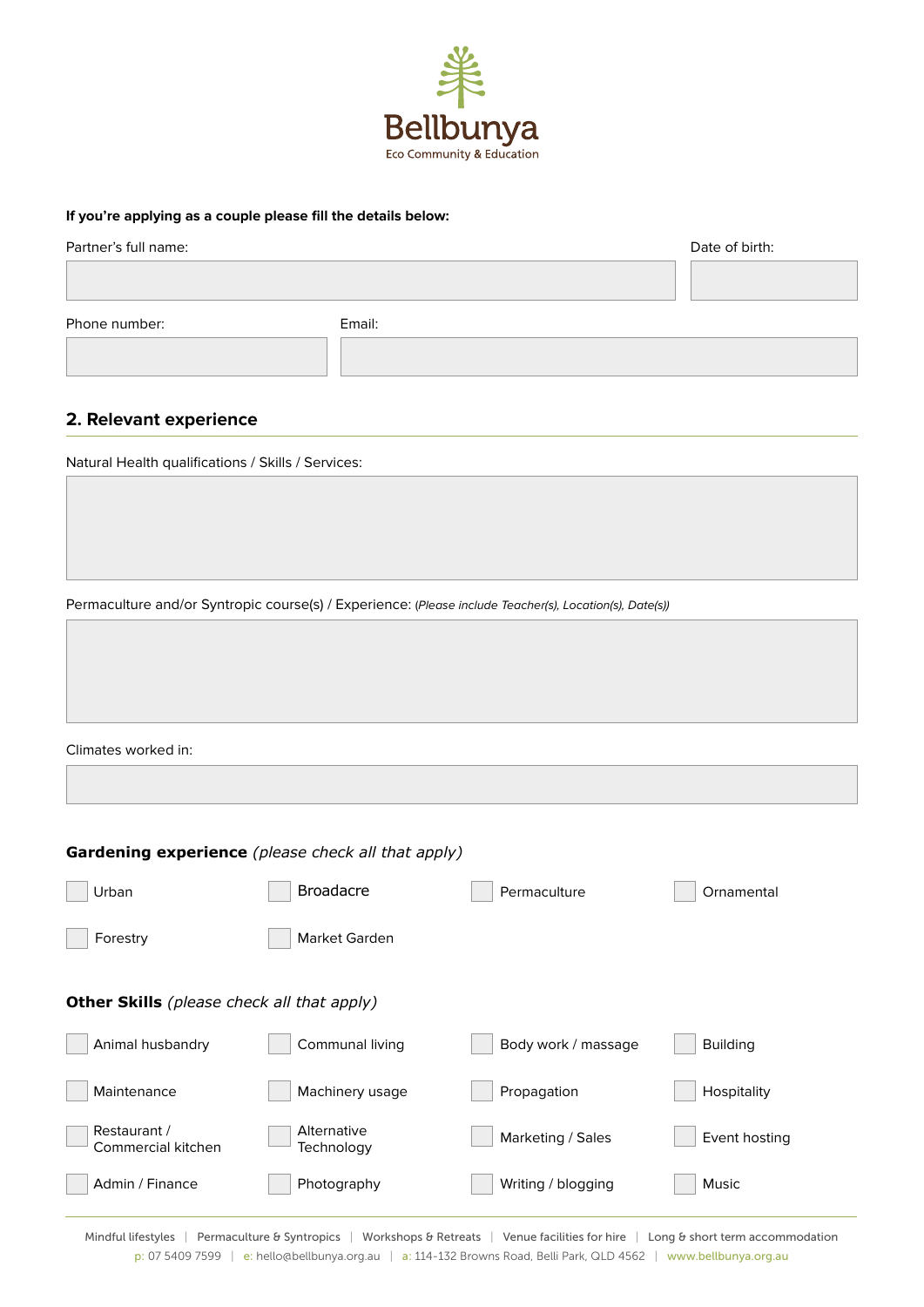**If you're applying as a couple please fill the details below:**

Partner's full name:

Date of birth:

Phone number:

Email:

## 2. Relevant experience

Natural Health qualifications / Skills / Services:

Permaculture and/or Syntropic course(s) / Experience: *(Please include Teacher(s), Location(s), Date(s))*

Climates worked in:

### Gardening experience *(please check all that apply)*

- [ ] Urban
- [ ] Broadacre
- [ ] Permaculture
- [ ] Ornamental
- [ ] Forestry
- [ ] Market Garden

### Other Skills *(please check all that apply)*

- [ ] Animal husbandry
- [ ] Communal living
- [ ] Body work / massage
- [ ] Building
- [ ] Maintenance
- [ ] Machinery usage
- [ ] Propagation
- [ ] Hospitality
- [ ] Restaurant / Commercial kitchen
- [ ] Alternative Technology
- [ ] Marketing / Sales
- [ ] Event hosting
- [ ] Admin / Finance
- [ ] Photography
- [ ] Writing / blogging
- [ ] Music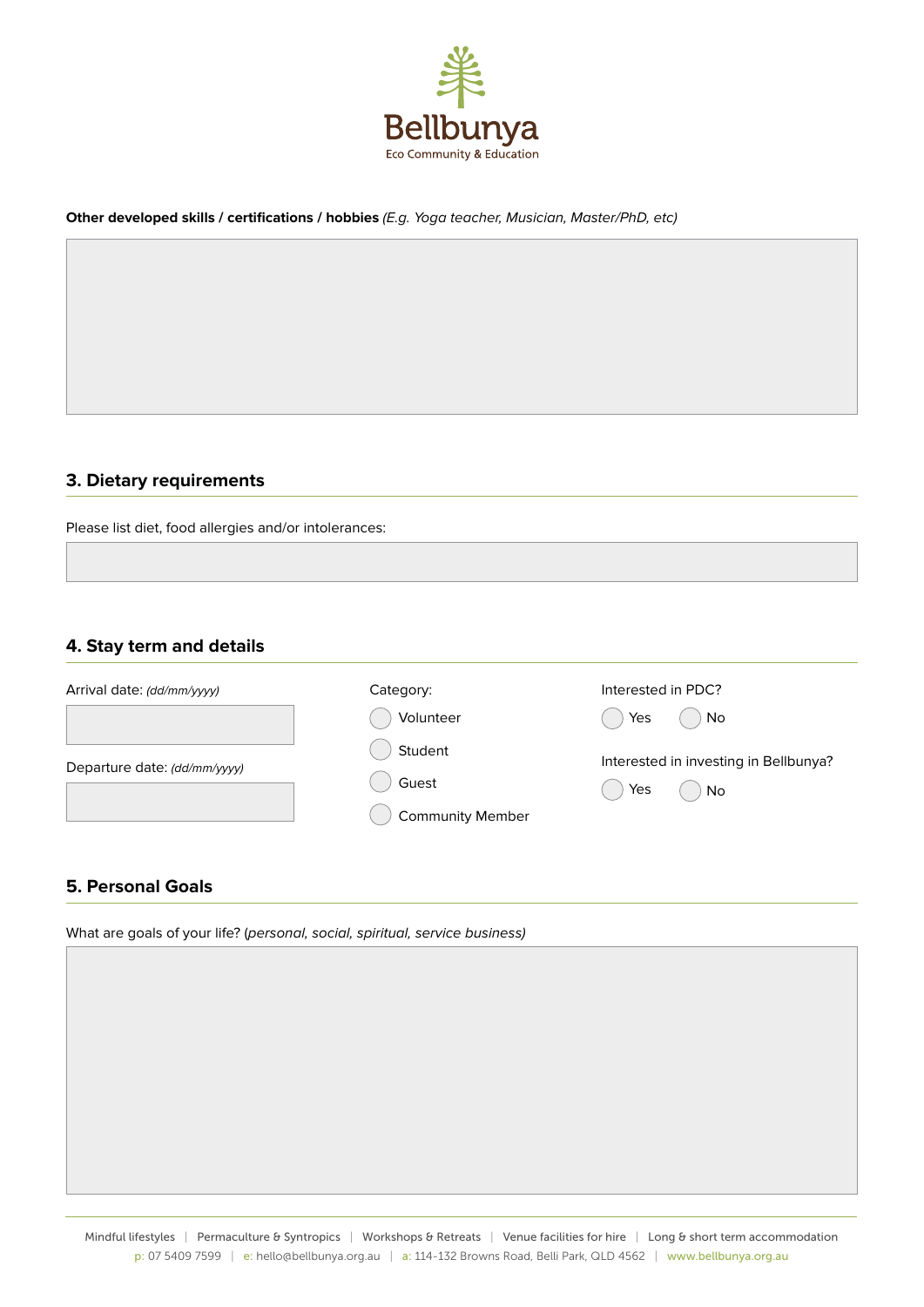**Other developed skills / certifications / hobbies** *(E.g. Yoga teacher, Musician, Master/PhD, etc)*

## 3. Dietary requirements

Please list diet, food allergies and/or intolerances:

## 4. Stay term and details

Arrival date: *(dd/mm/yyyy)*

Departure date: *(dd/mm/yyyy)*

Category:

- Volunteer
- Student
- Guest
- Community Member

Interested in PDC?

- Yes
- No

Interested in investing in Bellbunya?

- Yes
- No

## 5. Personal Goals

What are goals of your life? (*personal, social, spiritual, service business)*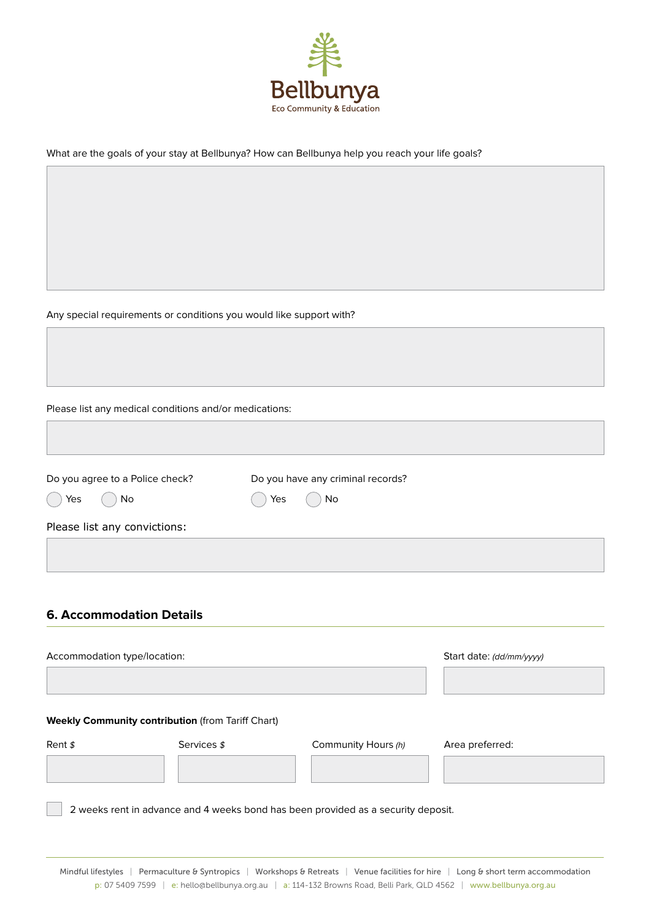Bellbunya
Eco Community & Education

What are the goals of your stay at Bellbunya? How can Bellbunya help you reach your life goals?

Any special requirements or conditions you would like support with?

Please list any medical conditions and/or medications:

Do you agree to a Police check?

- ◯ Yes
- ◯ No

Do you have any criminal records?

- ◯ Yes
- ◯ No

Please list any convictions:

## 6. Accommodation Details

Accommodation type/location:

Start date: *(dd/mm/yyyy)*

**Weekly Community contribution** (from Tariff Chart)

Rent *$*

Services *$*

Community Hours *(h)*

Area preferred:

- [ ] 2 weeks rent in advance and 4 weeks bond has been provided as a security deposit.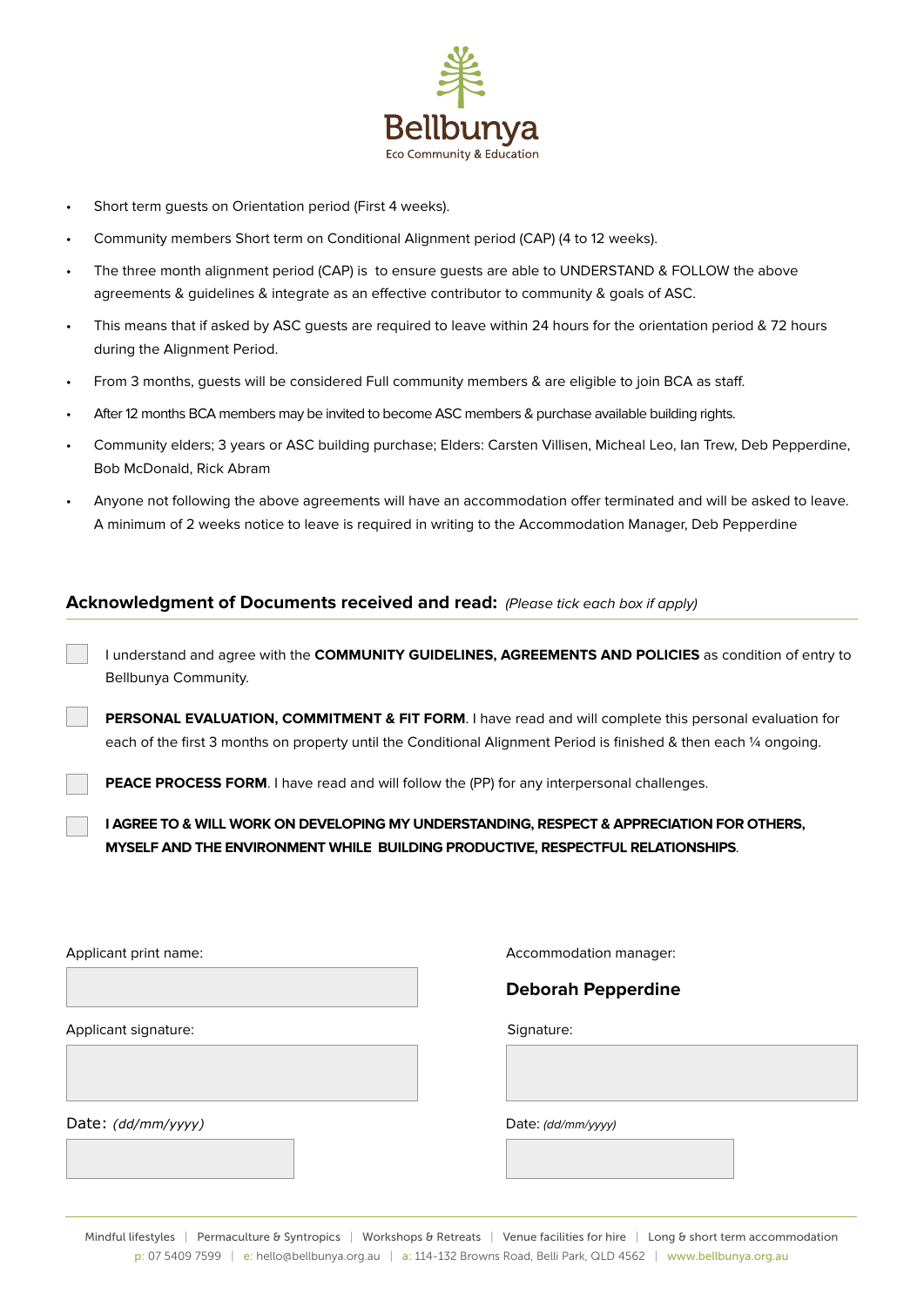Bellbunya

Eco Community & Education

- Short term guests on Orientation period (First 4 weeks).
- Community members Short term on Conditional Alignment period (CAP) (4 to 12 weeks).
- The three month alignment period (CAP) is to ensure guests are able to UNDERSTAND & FOLLOW the above agreements & guidelines & integrate as an effective contributor to community & goals of ASC.
- This means that if asked by ASC guests are required to leave within 24 hours for the orientation period & 72 hours during the Alignment Period.
- From 3 months, guests will be considered Full community members & are eligible to join BCA as staff.
- After 12 months BCA members may be invited to become ASC members & purchase available building rights.
- Community elders; 3 years or ASC building purchase; Elders: Carsten Villisen, Micheal Leo, Ian Trew, Deb Pepperdine, Bob McDonald, Rick Abram
- Anyone not following the above agreements will have an accommodation offer terminated and will be asked to leave. A minimum of 2 weeks notice to leave is required in writing to the Accommodation Manager, Deb Pepperdine

## Acknowledgment of Documents received and read: *(Please tick each box if apply)*

- [ ] I understand and agree with the **COMMUNITY GUIDELINES, AGREEMENTS AND POLICIES** as condition of entry to Bellbunya Community.
- [ ] **PERSONAL EVALUATION, COMMITMENT & FIT FORM**. I have read and will complete this personal evaluation for each of the first 3 months on property until the Conditional Alignment Period is finished & then each ¼ ongoing.
- [ ] **PEACE PROCESS FORM**. I have read and will follow the (PP) for any interpersonal challenges.
- [ ] **I AGREE TO & WILL WORK ON DEVELOPING MY UNDERSTANDING, RESPECT & APPRECIATION FOR OTHERS, MYSELF AND THE ENVIRONMENT WHILE BUILDING PRODUCTIVE, RESPECTFUL RELATIONSHIPS**.

Applicant print name:

Applicant signature:

Date: *(dd/mm/yyyy)*

Accommodation manager:

**Deborah Pepperdine**

Signature:

Date: *(dd/mm/yyyy)*

Mindful lifestyles | Permaculture & Syntropics | Workshops & Retreats | Venue facilities for hire | Long & short term accommodation

p: 07 5409 7599 | e: hello@bellbunya.org.au | a: 114-132 Browns Road, Belli Park, QLD 4562 | www.bellbunya.org.au